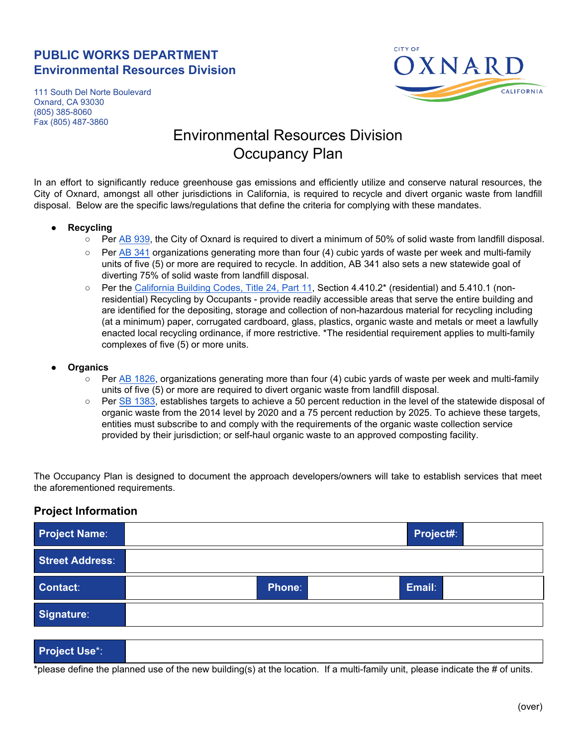**PUBLIC WORKS DEPARTMENT**
**Environmental Resources Division**

111 South Del Norte Boulevard
Oxnard, CA 93030
(805) 385-8060
Fax (805) 487-3860

CITY OF OXNARD CALIFORNIA

# Environmental Resources Division
# Occupancy Plan

In an effort to significantly reduce greenhouse gas emissions and efficiently utilize and conserve natural resources, the City of Oxnard, amongst all other jurisdictions in California, is required to recycle and divert organic waste from landfill disposal. Below are the specific laws/regulations that define the criteria for complying with these mandates.

- **Recycling**
  - Per AB 939, the City of Oxnard is required to divert a minimum of 50% of solid waste from landfill disposal.
  - Per AB 341 organizations generating more than four (4) cubic yards of waste per week and multi-family units of five (5) or more are required to recycle. In addition, AB 341 also sets a new statewide goal of diverting 75% of solid waste from landfill disposal.
  - Per the California Building Codes, Title 24, Part 11, Section 4.410.2* (residential) and 5.410.1 (non-residential) Recycling by Occupants - provide readily accessible areas that serve the entire building and are identified for the depositing, storage and collection of non-hazardous material for recycling including (at a minimum) paper, corrugated cardboard, glass, plastics, organic waste and metals or meet a lawfully enacted local recycling ordinance, if more restrictive. *The residential requirement applies to multi-family complexes of five (5) or more units.

- **Organics**
  - Per AB 1826, organizations generating more than four (4) cubic yards of waste per week and multi-family units of five (5) or more are required to divert organic waste from landfill disposal.
  - Per SB 1383, establishes targets to achieve a 50 percent reduction in the level of the statewide disposal of organic waste from the 2014 level by 2020 and a 75 percent reduction by 2025. To achieve these targets, entities must subscribe to and comply with the requirements of the organic waste collection service provided by their jurisdiction; or self-haul organic waste to an approved composting facility.

The Occupancy Plan is designed to document the approach developers/owners will take to establish services that meet the aforementioned requirements.

## Project Information

| **Project Name**: | | **Project#**: | |
|---|---|---|---|
| **Street Address**: | | | |

| **Contact**: | | **Phone**: | | **Email**: | |
|---|---|---|---|---|---|
| **Signature**: | | | | | |

| **Project Use***: | |
|---|---|

*please define the planned use of the new building(s) at the location. If a multi-family unit, please indicate the # of units.

(over)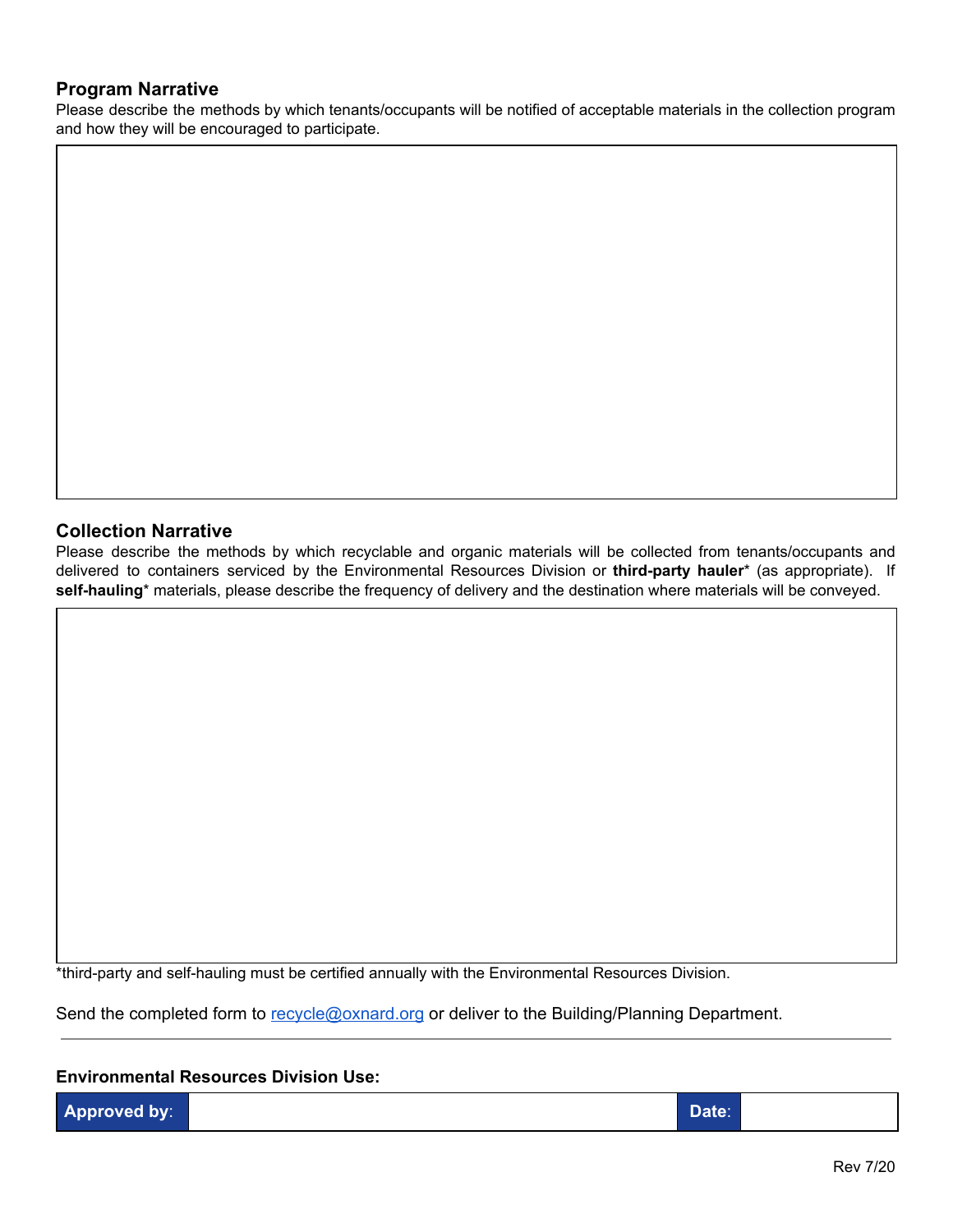## Program Narrative

Please describe the methods by which tenants/occupants will be notified of acceptable materials in the collection program and how they will be encouraged to participate.

## Collection Narrative

Please describe the methods by which recyclable and organic materials will be collected from tenants/occupants and delivered to containers serviced by the Environmental Resources Division or **third-party hauler*** (as appropriate). If **self-hauling*** materials, please describe the frequency of delivery and the destination where materials will be conveyed.

*third-party and self-hauling must be certified annually with the Environmental Resources Division.

Send the completed form to [recycle@oxnard.org](mailto:recycle@oxnard.org) or deliver to the Building/Planning Department.

---

**Environmental Resources Division Use:**

| | | | |
|---|---|---|---|
| **Approved by**: | | **Date**: | |

Rev 7/20